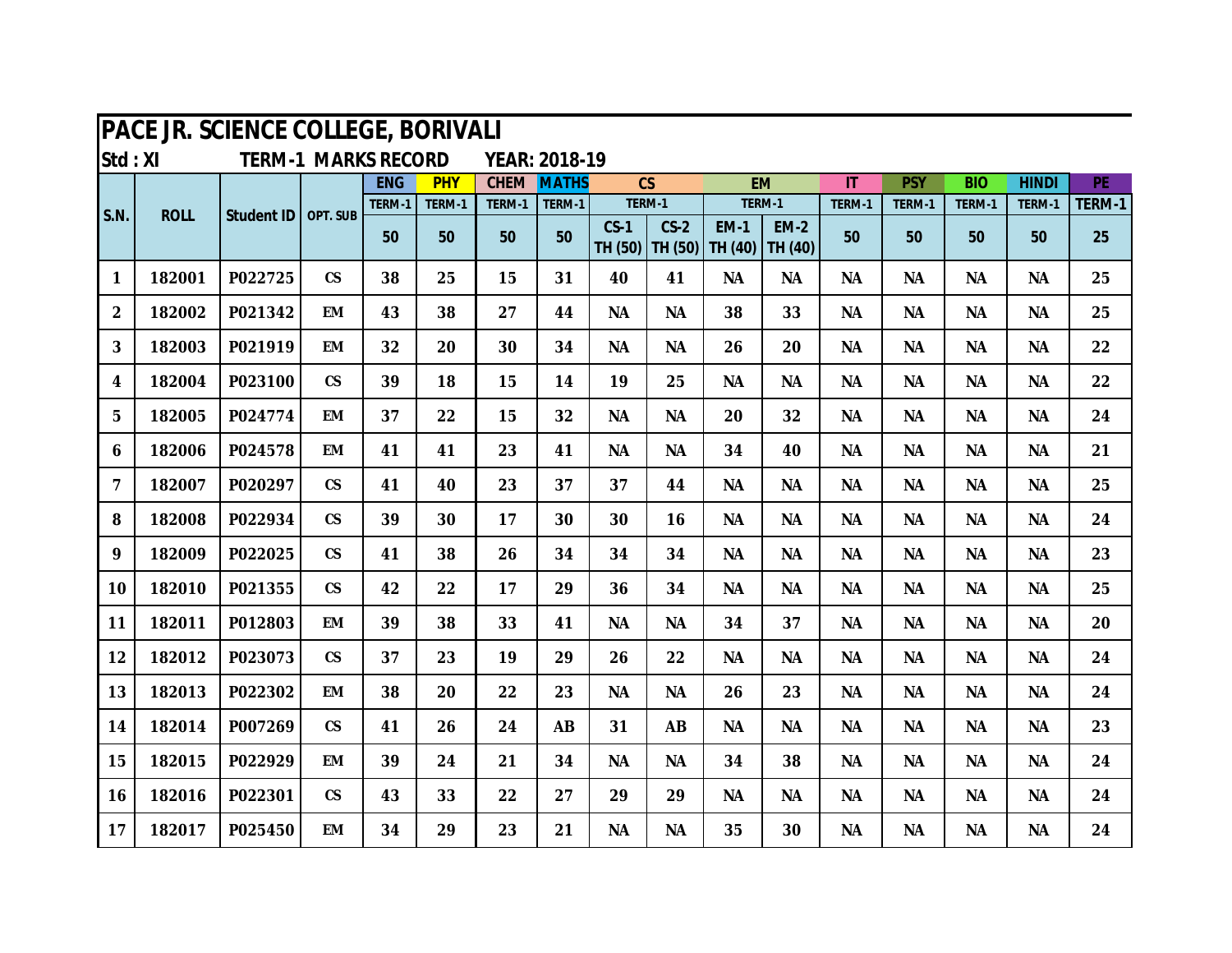# PACE JR. SCIENCE COLLEGE, BORIVALI

**Std : XI** **TERM-1 MARKS RECORD** **YEAR: 2018-19**

| S.N. | ROLL | Student ID | OPT. SUB | ENG | PHY | CHEM | MATHS | CS | | EM | | IT | PSY | BIO | HINDI | PE |
|---|---|---|---|---|---|---|---|---|---|---|---|---|---|---|---|---|
| | | | | TERM-1 | TERM-1 | TERM-1 | TERM-1 | TERM-1 | | TERM-1 | | TERM-1 | TERM-1 | TERM-1 | TERM-1 | TERM-1 |
| | | | | 50 | 50 | 50 | 50 | CS-1 TH (50) | CS-2 TH (50) | EM-1 TH (40) | EM-2 TH (40) | 50 | 50 | 50 | 50 | 25 |
| 1 | 182001 | P022725 | CS | 38 | 25 | 15 | 31 | 40 | 41 | NA | NA | NA | NA | NA | NA | 25 |
| 2 | 182002 | P021342 | EM | 43 | 38 | 27 | 44 | NA | NA | 38 | 33 | NA | NA | NA | NA | 25 |
| 3 | 182003 | P021919 | EM | 32 | 20 | 30 | 34 | NA | NA | 26 | 20 | NA | NA | NA | NA | 22 |
| 4 | 182004 | P023100 | CS | 39 | 18 | 15 | 14 | 19 | 25 | NA | NA | NA | NA | NA | NA | 22 |
| 5 | 182005 | P024774 | EM | 37 | 22 | 15 | 32 | NA | NA | 20 | 32 | NA | NA | NA | NA | 24 |
| 6 | 182006 | P024578 | EM | 41 | 41 | 23 | 41 | NA | NA | 34 | 40 | NA | NA | NA | NA | 21 |
| 7 | 182007 | P020297 | CS | 41 | 40 | 23 | 37 | 37 | 44 | NA | NA | NA | NA | NA | NA | 25 |
| 8 | 182008 | P022934 | CS | 39 | 30 | 17 | 30 | 30 | 16 | NA | NA | NA | NA | NA | NA | 24 |
| 9 | 182009 | P022025 | CS | 41 | 38 | 26 | 34 | 34 | 34 | NA | NA | NA | NA | NA | NA | 23 |
| 10 | 182010 | P021355 | CS | 42 | 22 | 17 | 29 | 36 | 34 | NA | NA | NA | NA | NA | NA | 25 |
| 11 | 182011 | P012803 | EM | 39 | 38 | 33 | 41 | NA | NA | 34 | 37 | NA | NA | NA | NA | 20 |
| 12 | 182012 | P023073 | CS | 37 | 23 | 19 | 29 | 26 | 22 | NA | NA | NA | NA | NA | NA | 24 |
| 13 | 182013 | P022302 | EM | 38 | 20 | 22 | 23 | NA | NA | 26 | 23 | NA | NA | NA | NA | 24 |
| 14 | 182014 | P007269 | CS | 41 | 26 | 24 | AB | 31 | AB | NA | NA | NA | NA | NA | NA | 23 |
| 15 | 182015 | P022929 | EM | 39 | 24 | 21 | 34 | NA | NA | 34 | 38 | NA | NA | NA | NA | 24 |
| 16 | 182016 | P022301 | CS | 43 | 33 | 22 | 27 | 29 | 29 | NA | NA | NA | NA | NA | NA | 24 |
| 17 | 182017 | P025450 | EM | 34 | 29 | 23 | 21 | NA | NA | 35 | 30 | NA | NA | NA | NA | 24 |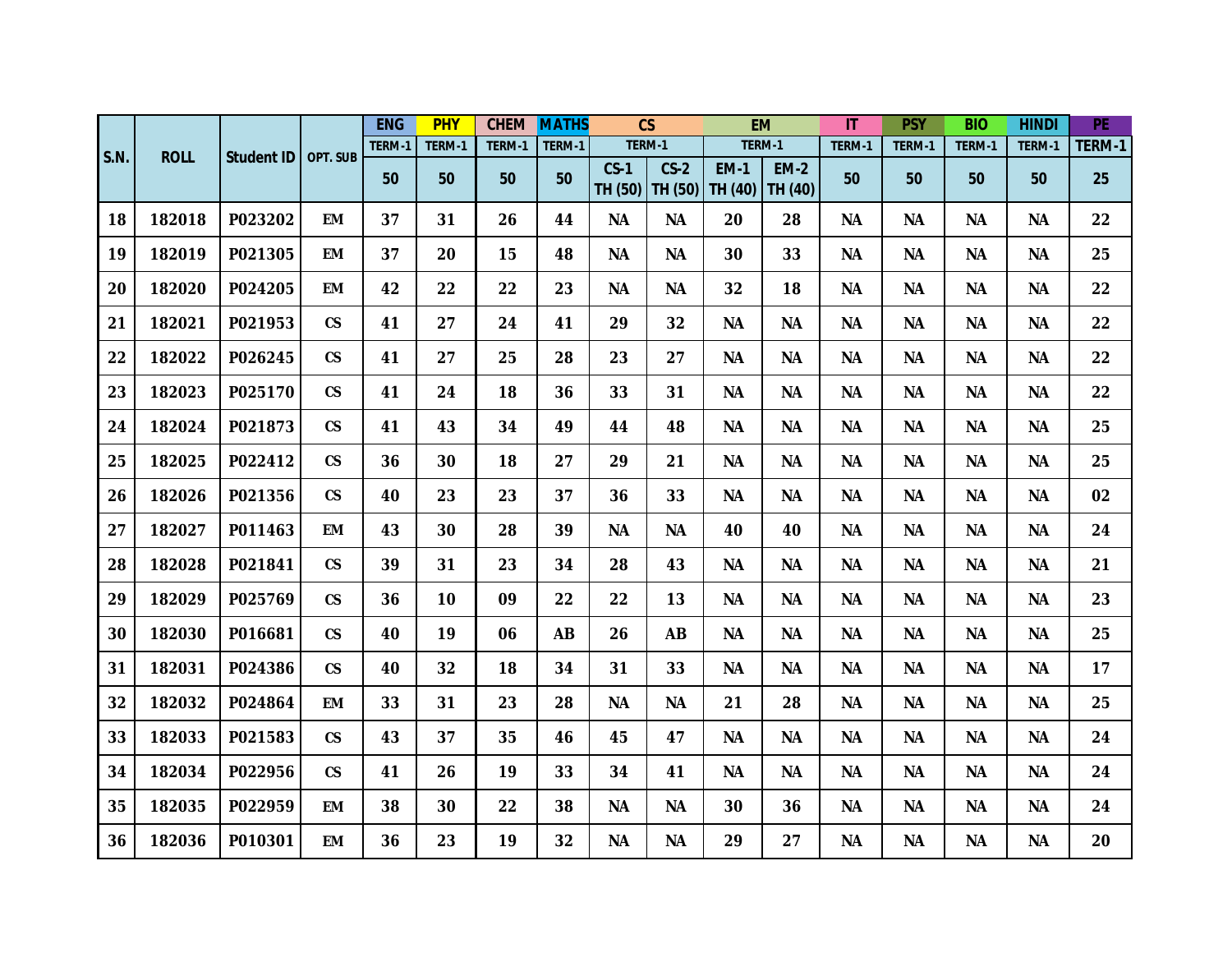| S.N. | ROLL | Student ID | OPT. SUB | ENG | PHY | CHEM | MATHS | CS | | EM | | IT | PSY | BIO | HINDI | PE |
|---|---|---|---|---|---|---|---|---|---|---|---|---|---|---|---|---|
| | | | | TERM-1 | TERM-1 | TERM-1 | TERM-1 | TERM-1 | | TERM-1 | | TERM-1 | TERM-1 | TERM-1 | TERM-1 | TERM-1 |
| | | | | 50 | 50 | 50 | 50 | CS-1 TH (50) | CS-2 TH (50) | EM-1 TH (40) | EM-2 TH (40) | 50 | 50 | 50 | 50 | 25 |
| 18 | 182018 | P023202 | EM | 37 | 31 | 26 | 44 | NA | NA | 20 | 28 | NA | NA | NA | NA | 22 |
| 19 | 182019 | P021305 | EM | 37 | 20 | 15 | 48 | NA | NA | 30 | 33 | NA | NA | NA | NA | 25 |
| 20 | 182020 | P024205 | EM | 42 | 22 | 22 | 23 | NA | NA | 32 | 18 | NA | NA | NA | NA | 22 |
| 21 | 182021 | P021953 | CS | 41 | 27 | 24 | 41 | 29 | 32 | NA | NA | NA | NA | NA | NA | 22 |
| 22 | 182022 | P026245 | CS | 41 | 27 | 25 | 28 | 23 | 27 | NA | NA | NA | NA | NA | NA | 22 |
| 23 | 182023 | P025170 | CS | 41 | 24 | 18 | 36 | 33 | 31 | NA | NA | NA | NA | NA | NA | 22 |
| 24 | 182024 | P021873 | CS | 41 | 43 | 34 | 49 | 44 | 48 | NA | NA | NA | NA | NA | NA | 25 |
| 25 | 182025 | P022412 | CS | 36 | 30 | 18 | 27 | 29 | 21 | NA | NA | NA | NA | NA | NA | 25 |
| 26 | 182026 | P021356 | CS | 40 | 23 | 23 | 37 | 36 | 33 | NA | NA | NA | NA | NA | NA | 02 |
| 27 | 182027 | P011463 | EM | 43 | 30 | 28 | 39 | NA | NA | 40 | 40 | NA | NA | NA | NA | 24 |
| 28 | 182028 | P021841 | CS | 39 | 31 | 23 | 34 | 28 | 43 | NA | NA | NA | NA | NA | NA | 21 |
| 29 | 182029 | P025769 | CS | 36 | 10 | 09 | 22 | 22 | 13 | NA | NA | NA | NA | NA | NA | 23 |
| 30 | 182030 | P016681 | CS | 40 | 19 | 06 | AB | 26 | AB | NA | NA | NA | NA | NA | NA | 25 |
| 31 | 182031 | P024386 | CS | 40 | 32 | 18 | 34 | 31 | 33 | NA | NA | NA | NA | NA | NA | 17 |
| 32 | 182032 | P024864 | EM | 33 | 31 | 23 | 28 | NA | NA | 21 | 28 | NA | NA | NA | NA | 25 |
| 33 | 182033 | P021583 | CS | 43 | 37 | 35 | 46 | 45 | 47 | NA | NA | NA | NA | NA | NA | 24 |
| 34 | 182034 | P022956 | CS | 41 | 26 | 19 | 33 | 34 | 41 | NA | NA | NA | NA | NA | NA | 24 |
| 35 | 182035 | P022959 | EM | 38 | 30 | 22 | 38 | NA | NA | 30 | 36 | NA | NA | NA | NA | 24 |
| 36 | 182036 | P010301 | EM | 36 | 23 | 19 | 32 | NA | NA | 29 | 27 | NA | NA | NA | NA | 20 |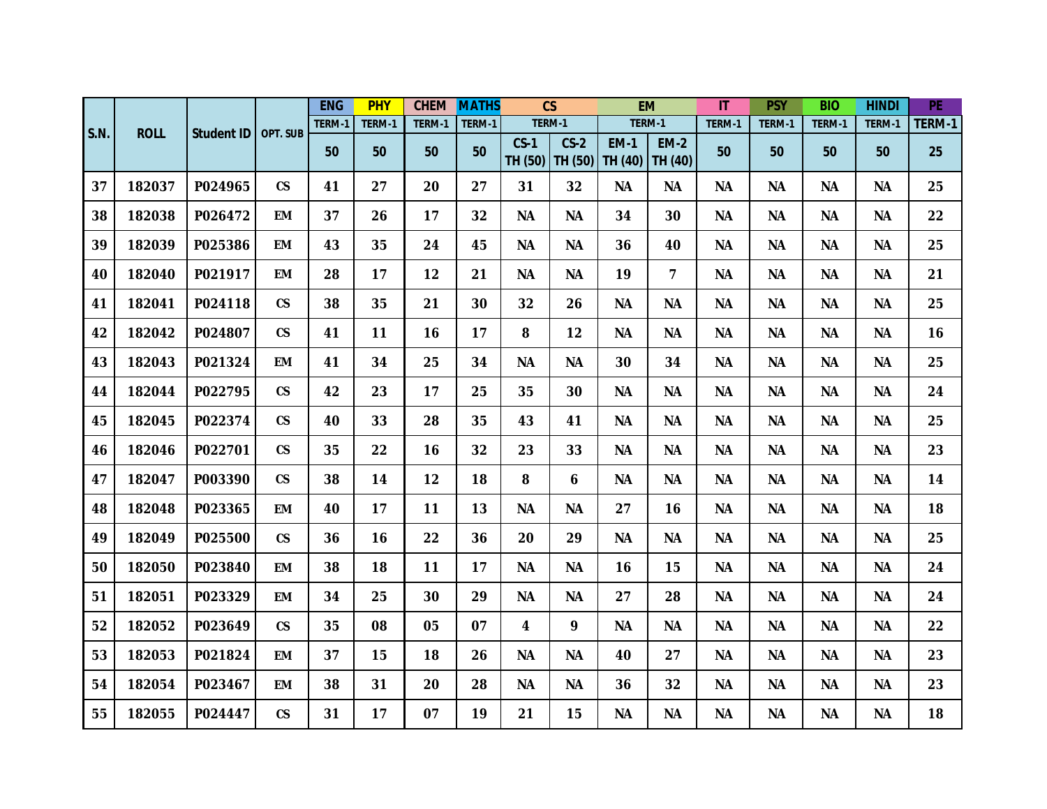| S.N. | ROLL | Student ID | OPT. SUB | ENG | PHY | CHEM | MATHS | CS | | EM | | IT | PSY | BIO | HINDI | PE |
|---|---|---|---|---|---|---|---|---|---|---|---|---|---|---|---|---|
| | | | | TERM-1 | TERM-1 | TERM-1 | TERM-1 | TERM-1 | | TERM-1 | | TERM-1 | TERM-1 | TERM-1 | TERM-1 | TERM-1 |
| | | | | 50 | 50 | 50 | 50 | CS-1 TH (50) | CS-2 TH (50) | EM-1 TH (40) | EM-2 TH (40) | 50 | 50 | 50 | 50 | 25 |
| 37 | 182037 | P024965 | CS | 41 | 27 | 20 | 27 | 31 | 32 | NA | NA | NA | NA | NA | NA | 25 |
| 38 | 182038 | P026472 | EM | 37 | 26 | 17 | 32 | NA | NA | 34 | 30 | NA | NA | NA | NA | 22 |
| 39 | 182039 | P025386 | EM | 43 | 35 | 24 | 45 | NA | NA | 36 | 40 | NA | NA | NA | NA | 25 |
| 40 | 182040 | P021917 | EM | 28 | 17 | 12 | 21 | NA | NA | 19 | 7 | NA | NA | NA | NA | 21 |
| 41 | 182041 | P024118 | CS | 38 | 35 | 21 | 30 | 32 | 26 | NA | NA | NA | NA | NA | NA | 25 |
| 42 | 182042 | P024807 | CS | 41 | 11 | 16 | 17 | 8 | 12 | NA | NA | NA | NA | NA | NA | 16 |
| 43 | 182043 | P021324 | EM | 41 | 34 | 25 | 34 | NA | NA | 30 | 34 | NA | NA | NA | NA | 25 |
| 44 | 182044 | P022795 | CS | 42 | 23 | 17 | 25 | 35 | 30 | NA | NA | NA | NA | NA | NA | 24 |
| 45 | 182045 | P022374 | CS | 40 | 33 | 28 | 35 | 43 | 41 | NA | NA | NA | NA | NA | NA | 25 |
| 46 | 182046 | P022701 | CS | 35 | 22 | 16 | 32 | 23 | 33 | NA | NA | NA | NA | NA | NA | 23 |
| 47 | 182047 | P003390 | CS | 38 | 14 | 12 | 18 | 8 | 6 | NA | NA | NA | NA | NA | NA | 14 |
| 48 | 182048 | P023365 | EM | 40 | 17 | 11 | 13 | NA | NA | 27 | 16 | NA | NA | NA | NA | 18 |
| 49 | 182049 | P025500 | CS | 36 | 16 | 22 | 36 | 20 | 29 | NA | NA | NA | NA | NA | NA | 25 |
| 50 | 182050 | P023840 | EM | 38 | 18 | 11 | 17 | NA | NA | 16 | 15 | NA | NA | NA | NA | 24 |
| 51 | 182051 | P023329 | EM | 34 | 25 | 30 | 29 | NA | NA | 27 | 28 | NA | NA | NA | NA | 24 |
| 52 | 182052 | P023649 | CS | 35 | 08 | 05 | 07 | 4 | 9 | NA | NA | NA | NA | NA | NA | 22 |
| 53 | 182053 | P021824 | EM | 37 | 15 | 18 | 26 | NA | NA | 40 | 27 | NA | NA | NA | NA | 23 |
| 54 | 182054 | P023467 | EM | 38 | 31 | 20 | 28 | NA | NA | 36 | 32 | NA | NA | NA | NA | 23 |
| 55 | 182055 | P024447 | CS | 31 | 17 | 07 | 19 | 21 | 15 | NA | NA | NA | NA | NA | NA | 18 |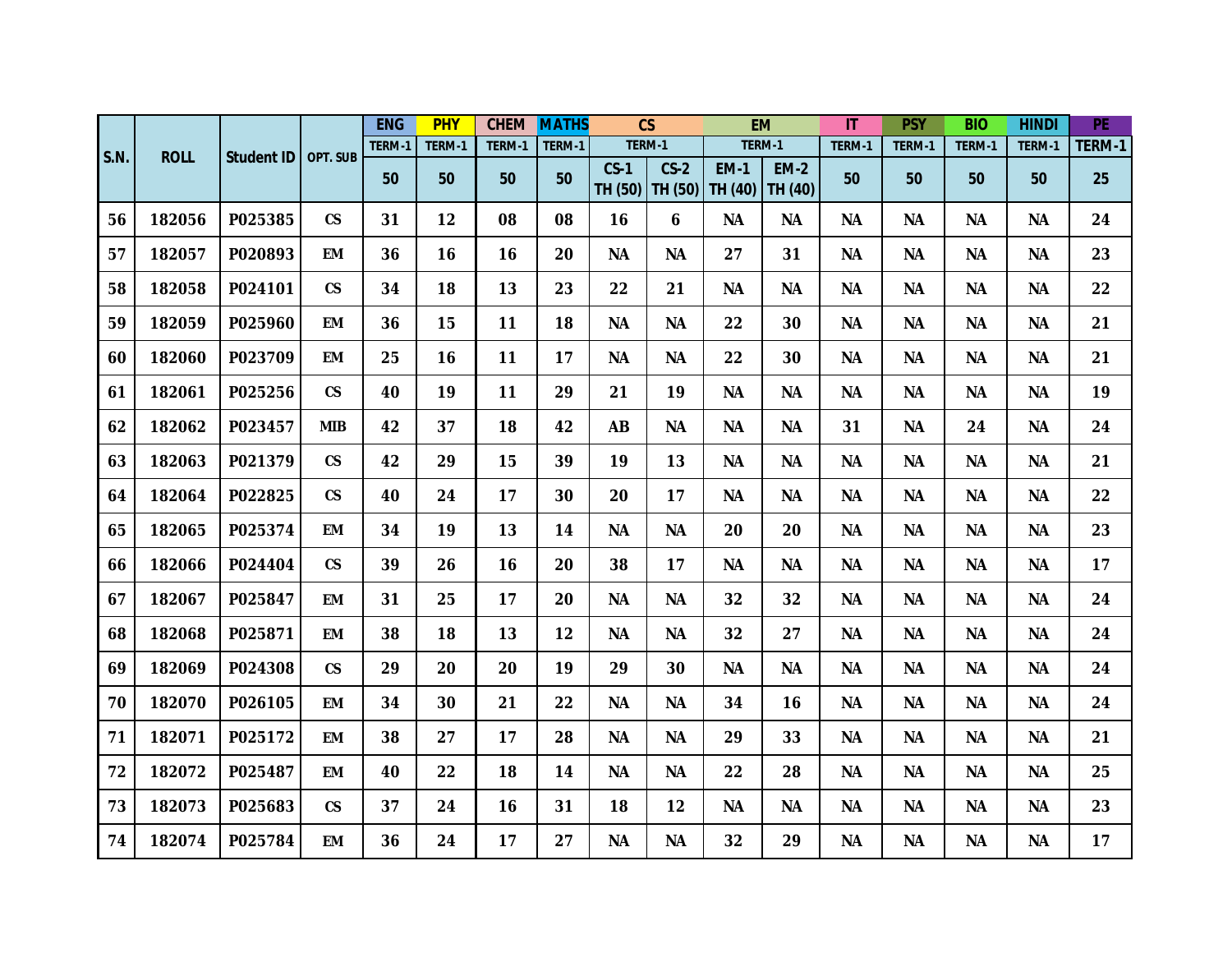| S.N. | ROLL | Student ID | OPT. SUB | ENG | PHY | CHEM | MATHS | CS | | EM | | IT | PSY | BIO | HINDI | PE |
|---|---|---|---|---|---|---|---|---|---|---|---|---|---|---|---|---|
| | | | | TERM-1 | TERM-1 | TERM-1 | TERM-1 | TERM-1 | | TERM-1 | | TERM-1 | TERM-1 | TERM-1 | TERM-1 | TERM-1 |
| | | | | 50 | 50 | 50 | 50 | CS-1 TH (50) | CS-2 TH (50) | EM-1 TH (40) | EM-2 TH (40) | 50 | 50 | 50 | 50 | 25 |
| 56 | 182056 | P025385 | CS | 31 | 12 | 08 | 08 | 16 | 6 | NA | NA | NA | NA | NA | NA | 24 |
| 57 | 182057 | P020893 | EM | 36 | 16 | 16 | 20 | NA | NA | 27 | 31 | NA | NA | NA | NA | 23 |
| 58 | 182058 | P024101 | CS | 34 | 18 | 13 | 23 | 22 | 21 | NA | NA | NA | NA | NA | NA | 22 |
| 59 | 182059 | P025960 | EM | 36 | 15 | 11 | 18 | NA | NA | 22 | 30 | NA | NA | NA | NA | 21 |
| 60 | 182060 | P023709 | EM | 25 | 16 | 11 | 17 | NA | NA | 22 | 30 | NA | NA | NA | NA | 21 |
| 61 | 182061 | P025256 | CS | 40 | 19 | 11 | 29 | 21 | 19 | NA | NA | NA | NA | NA | NA | 19 |
| 62 | 182062 | P023457 | MIB | 42 | 37 | 18 | 42 | AB | NA | NA | NA | 31 | NA | 24 | NA | 24 |
| 63 | 182063 | P021379 | CS | 42 | 29 | 15 | 39 | 19 | 13 | NA | NA | NA | NA | NA | NA | 21 |
| 64 | 182064 | P022825 | CS | 40 | 24 | 17 | 30 | 20 | 17 | NA | NA | NA | NA | NA | NA | 22 |
| 65 | 182065 | P025374 | EM | 34 | 19 | 13 | 14 | NA | NA | 20 | 20 | NA | NA | NA | NA | 23 |
| 66 | 182066 | P024404 | CS | 39 | 26 | 16 | 20 | 38 | 17 | NA | NA | NA | NA | NA | NA | 17 |
| 67 | 182067 | P025847 | EM | 31 | 25 | 17 | 20 | NA | NA | 32 | 32 | NA | NA | NA | NA | 24 |
| 68 | 182068 | P025871 | EM | 38 | 18 | 13 | 12 | NA | NA | 32 | 27 | NA | NA | NA | NA | 24 |
| 69 | 182069 | P024308 | CS | 29 | 20 | 20 | 19 | 29 | 30 | NA | NA | NA | NA | NA | NA | 24 |
| 70 | 182070 | P026105 | EM | 34 | 30 | 21 | 22 | NA | NA | 34 | 16 | NA | NA | NA | NA | 24 |
| 71 | 182071 | P025172 | EM | 38 | 27 | 17 | 28 | NA | NA | 29 | 33 | NA | NA | NA | NA | 21 |
| 72 | 182072 | P025487 | EM | 40 | 22 | 18 | 14 | NA | NA | 22 | 28 | NA | NA | NA | NA | 25 |
| 73 | 182073 | P025683 | CS | 37 | 24 | 16 | 31 | 18 | 12 | NA | NA | NA | NA | NA | NA | 23 |
| 74 | 182074 | P025784 | EM | 36 | 24 | 17 | 27 | NA | NA | 32 | 29 | NA | NA | NA | NA | 17 |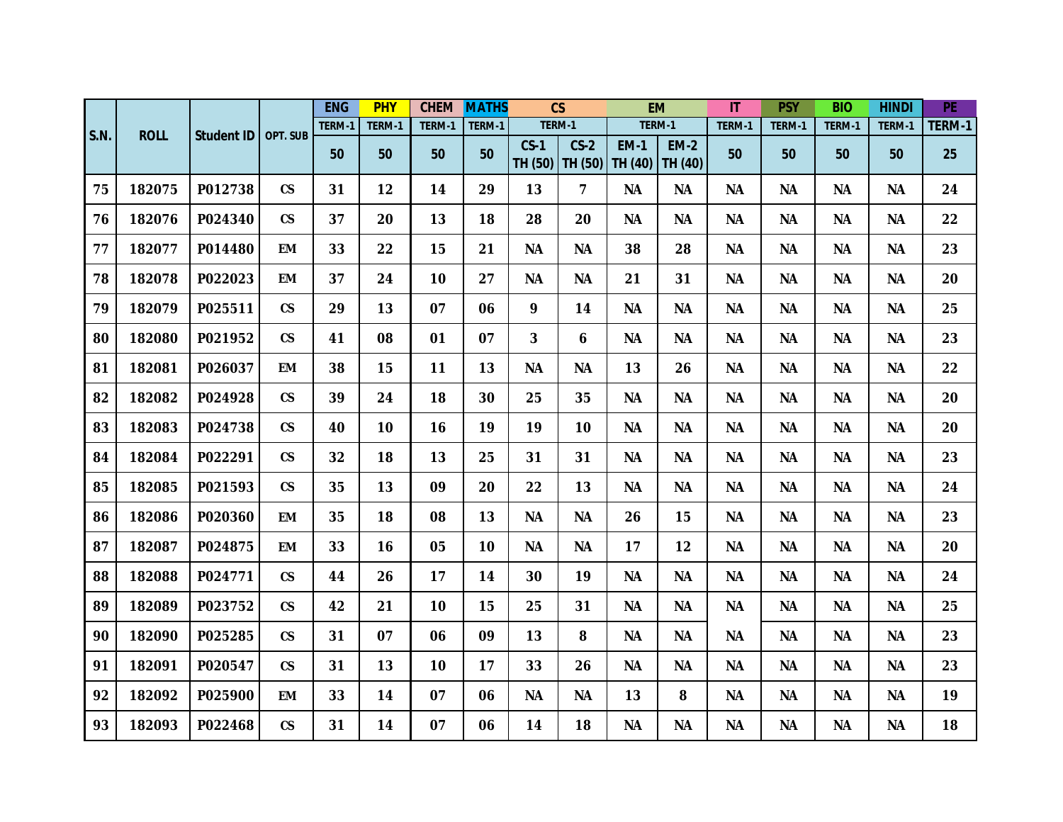| S.N. | ROLL | Student ID | OPT. SUB | ENG | PHY | CHEM | MATHS | CS | | EM | | IT | PSY | BIO | HINDI | PE |
|---|---|---|---|---|---|---|---|---|---|---|---|---|---|---|---|---|
| | | | | TERM-1 | TERM-1 | TERM-1 | TERM-1 | TERM-1 | | TERM-1 | | TERM-1 | TERM-1 | TERM-1 | TERM-1 | TERM-1 |
| | | | | 50 | 50 | 50 | 50 | CS-1 TH (50) | CS-2 TH (50) | EM-1 TH (40) | EM-2 TH (40) | 50 | 50 | 50 | 50 | 25 |
| 75 | 182075 | P012738 | CS | 31 | 12 | 14 | 29 | 13 | 7 | NA | NA | NA | NA | NA | NA | 24 |
| 76 | 182076 | P024340 | CS | 37 | 20 | 13 | 18 | 28 | 20 | NA | NA | NA | NA | NA | NA | 22 |
| 77 | 182077 | P014480 | EM | 33 | 22 | 15 | 21 | NA | NA | 38 | 28 | NA | NA | NA | NA | 23 |
| 78 | 182078 | P022023 | EM | 37 | 24 | 10 | 27 | NA | NA | 21 | 31 | NA | NA | NA | NA | 20 |
| 79 | 182079 | P025511 | CS | 29 | 13 | 07 | 06 | 9 | 14 | NA | NA | NA | NA | NA | NA | 25 |
| 80 | 182080 | P021952 | CS | 41 | 08 | 01 | 07 | 3 | 6 | NA | NA | NA | NA | NA | NA | 23 |
| 81 | 182081 | P026037 | EM | 38 | 15 | 11 | 13 | NA | NA | 13 | 26 | NA | NA | NA | NA | 22 |
| 82 | 182082 | P024928 | CS | 39 | 24 | 18 | 30 | 25 | 35 | NA | NA | NA | NA | NA | NA | 20 |
| 83 | 182083 | P024738 | CS | 40 | 10 | 16 | 19 | 19 | 10 | NA | NA | NA | NA | NA | NA | 20 |
| 84 | 182084 | P022291 | CS | 32 | 18 | 13 | 25 | 31 | 31 | NA | NA | NA | NA | NA | NA | 23 |
| 85 | 182085 | P021593 | CS | 35 | 13 | 09 | 20 | 22 | 13 | NA | NA | NA | NA | NA | NA | 24 |
| 86 | 182086 | P020360 | EM | 35 | 18 | 08 | 13 | NA | NA | 26 | 15 | NA | NA | NA | NA | 23 |
| 87 | 182087 | P024875 | EM | 33 | 16 | 05 | 10 | NA | NA | 17 | 12 | NA | NA | NA | NA | 20 |
| 88 | 182088 | P024771 | CS | 44 | 26 | 17 | 14 | 30 | 19 | NA | NA | NA | NA | NA | NA | 24 |
| 89 | 182089 | P023752 | CS | 42 | 21 | 10 | 15 | 25 | 31 | NA | NA | NA | NA | NA | NA | 25 |
| 90 | 182090 | P025285 | CS | 31 | 07 | 06 | 09 | 13 | 8 | NA | NA | NA | NA | NA | NA | 23 |
| 91 | 182091 | P020547 | CS | 31 | 13 | 10 | 17 | 33 | 26 | NA | NA | NA | NA | NA | NA | 23 |
| 92 | 182092 | P025900 | EM | 33 | 14 | 07 | 06 | NA | NA | 13 | 8 | NA | NA | NA | NA | 19 |
| 93 | 182093 | P022468 | CS | 31 | 14 | 07 | 06 | 14 | 18 | NA | NA | NA | NA | NA | NA | 18 |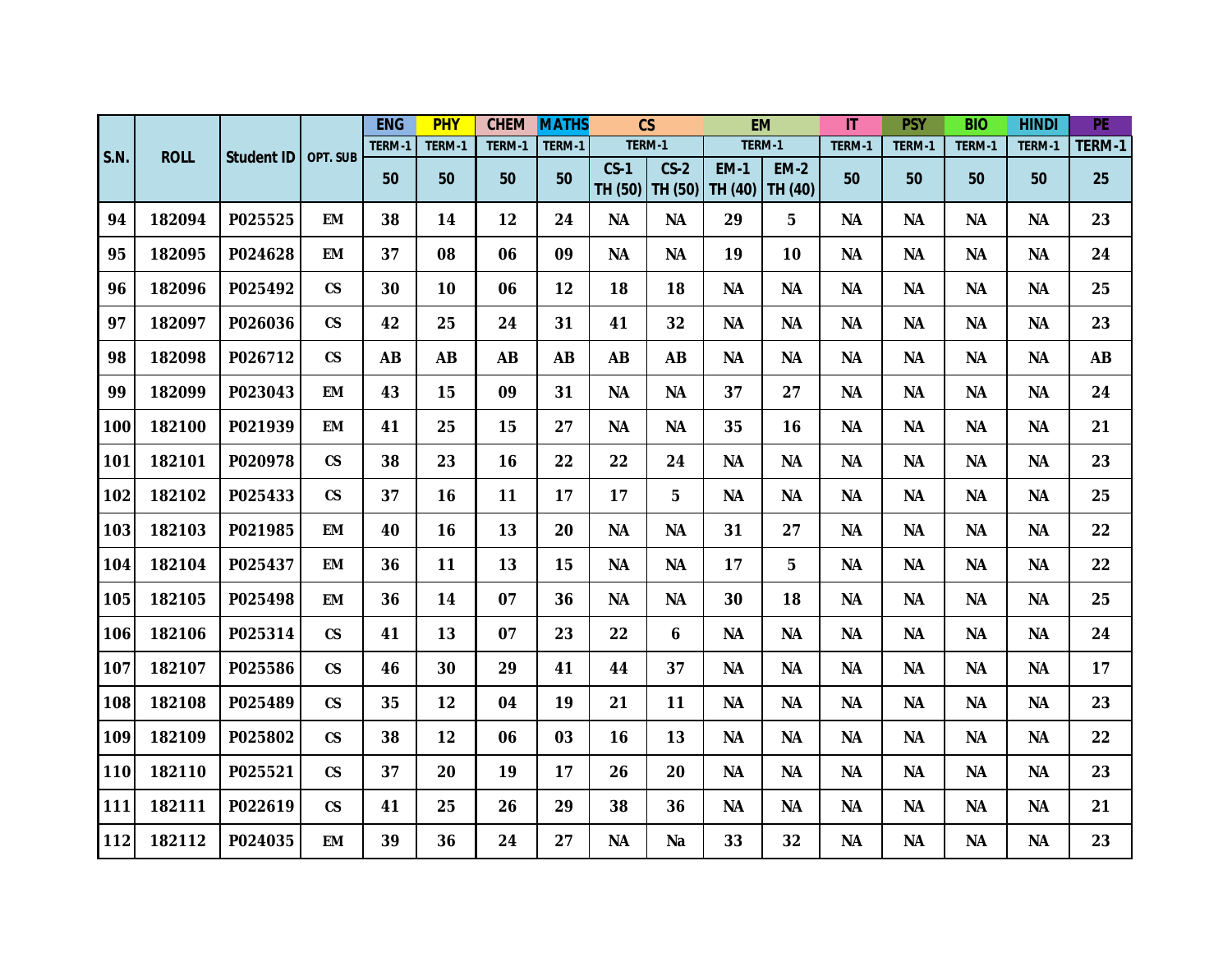| S.N. | ROLL | Student ID | OPT. SUB | ENG | PHY | CHEM | MATHS | CS | | EM | | IT | PSY | BIO | HINDI | PE |
|---|---|---|---|---|---|---|---|---|---|---|---|---|---|---|---|---|
| | | | | TERM-1 | TERM-1 | TERM-1 | TERM-1 | TERM-1 | | TERM-1 | | TERM-1 | TERM-1 | TERM-1 | TERM-1 | TERM-1 |
| | | | | 50 | 50 | 50 | 50 | CS-1 TH (50) | CS-2 TH (50) | EM-1 TH (40) | EM-2 TH (40) | 50 | 50 | 50 | 50 | 25 |
| 94 | 182094 | P025525 | EM | 38 | 14 | 12 | 24 | NA | NA | 29 | 5 | NA | NA | NA | NA | 23 |
| 95 | 182095 | P024628 | EM | 37 | 08 | 06 | 09 | NA | NA | 19 | 10 | NA | NA | NA | NA | 24 |
| 96 | 182096 | P025492 | CS | 30 | 10 | 06 | 12 | 18 | 18 | NA | NA | NA | NA | NA | NA | 25 |
| 97 | 182097 | P026036 | CS | 42 | 25 | 24 | 31 | 41 | 32 | NA | NA | NA | NA | NA | NA | 23 |
| 98 | 182098 | P026712 | CS | AB | AB | AB | AB | AB | AB | NA | NA | NA | NA | NA | NA | AB |
| 99 | 182099 | P023043 | EM | 43 | 15 | 09 | 31 | NA | NA | 37 | 27 | NA | NA | NA | NA | 24 |
| 100 | 182100 | P021939 | EM | 41 | 25 | 15 | 27 | NA | NA | 35 | 16 | NA | NA | NA | NA | 21 |
| 101 | 182101 | P020978 | CS | 38 | 23 | 16 | 22 | 22 | 24 | NA | NA | NA | NA | NA | NA | 23 |
| 102 | 182102 | P025433 | CS | 37 | 16 | 11 | 17 | 17 | 5 | NA | NA | NA | NA | NA | NA | 25 |
| 103 | 182103 | P021985 | EM | 40 | 16 | 13 | 20 | NA | NA | 31 | 27 | NA | NA | NA | NA | 22 |
| 104 | 182104 | P025437 | EM | 36 | 11 | 13 | 15 | NA | NA | 17 | 5 | NA | NA | NA | NA | 22 |
| 105 | 182105 | P025498 | EM | 36 | 14 | 07 | 36 | NA | NA | 30 | 18 | NA | NA | NA | NA | 25 |
| 106 | 182106 | P025314 | CS | 41 | 13 | 07 | 23 | 22 | 6 | NA | NA | NA | NA | NA | NA | 24 |
| 107 | 182107 | P025586 | CS | 46 | 30 | 29 | 41 | 44 | 37 | NA | NA | NA | NA | NA | NA | 17 |
| 108 | 182108 | P025489 | CS | 35 | 12 | 04 | 19 | 21 | 11 | NA | NA | NA | NA | NA | NA | 23 |
| 109 | 182109 | P025802 | CS | 38 | 12 | 06 | 03 | 16 | 13 | NA | NA | NA | NA | NA | NA | 22 |
| 110 | 182110 | P025521 | CS | 37 | 20 | 19 | 17 | 26 | 20 | NA | NA | NA | NA | NA | NA | 23 |
| 111 | 182111 | P022619 | CS | 41 | 25 | 26 | 29 | 38 | 36 | NA | NA | NA | NA | NA | NA | 21 |
| 112 | 182112 | P024035 | EM | 39 | 36 | 24 | 27 | NA | Na | 33 | 32 | NA | NA | NA | NA | 23 |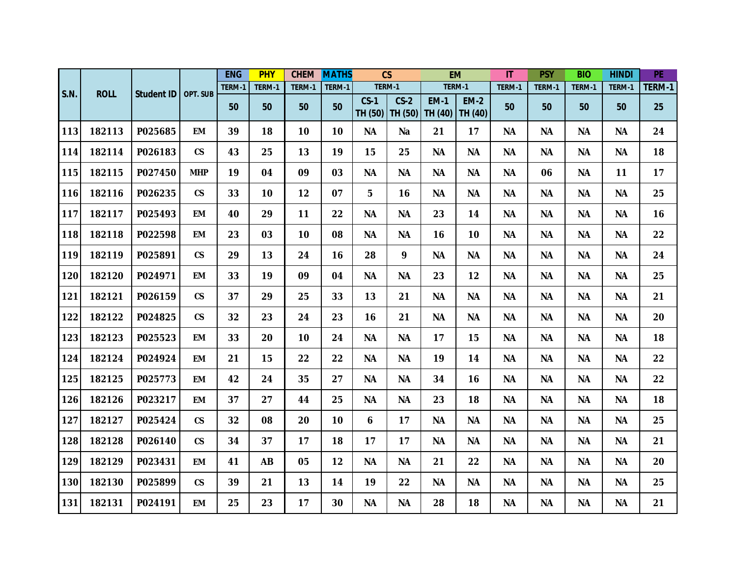| S.N. | ROLL | Student ID | OPT. SUB | ENG | PHY | CHEM | MATHS | CS | | EM | | IT | PSY | BIO | HINDI | PE |
|---|---|---|---|---|---|---|---|---|---|---|---|---|---|---|---|---|
| | | | | TERM-1 | TERM-1 | TERM-1 | TERM-1 | TERM-1 | | TERM-1 | | TERM-1 | TERM-1 | TERM-1 | TERM-1 | TERM-1 |
| | | | | 50 | 50 | 50 | 50 | CS-1 TH (50) | CS-2 TH (50) | EM-1 TH (40) | EM-2 TH (40) | 50 | 50 | 50 | 50 | 25 |
| 113 | 182113 | P025685 | EM | 39 | 18 | 10 | 10 | NA | Na | 21 | 17 | NA | NA | NA | NA | 24 |
| 114 | 182114 | P026183 | CS | 43 | 25 | 13 | 19 | 15 | 25 | NA | NA | NA | NA | NA | NA | 18 |
| 115 | 182115 | P027450 | MHP | 19 | 04 | 09 | 03 | NA | NA | NA | NA | NA | 06 | NA | 11 | 17 |
| 116 | 182116 | P026235 | CS | 33 | 10 | 12 | 07 | 5 | 16 | NA | NA | NA | NA | NA | NA | 25 |
| 117 | 182117 | P025493 | EM | 40 | 29 | 11 | 22 | NA | NA | 23 | 14 | NA | NA | NA | NA | 16 |
| 118 | 182118 | P022598 | EM | 23 | 03 | 10 | 08 | NA | NA | 16 | 10 | NA | NA | NA | NA | 22 |
| 119 | 182119 | P025891 | CS | 29 | 13 | 24 | 16 | 28 | 9 | NA | NA | NA | NA | NA | NA | 24 |
| 120 | 182120 | P024971 | EM | 33 | 19 | 09 | 04 | NA | NA | 23 | 12 | NA | NA | NA | NA | 25 |
| 121 | 182121 | P026159 | CS | 37 | 29 | 25 | 33 | 13 | 21 | NA | NA | NA | NA | NA | NA | 21 |
| 122 | 182122 | P024825 | CS | 32 | 23 | 24 | 23 | 16 | 21 | NA | NA | NA | NA | NA | NA | 20 |
| 123 | 182123 | P025523 | EM | 33 | 20 | 10 | 24 | NA | NA | 17 | 15 | NA | NA | NA | NA | 18 |
| 124 | 182124 | P024924 | EM | 21 | 15 | 22 | 22 | NA | NA | 19 | 14 | NA | NA | NA | NA | 22 |
| 125 | 182125 | P025773 | EM | 42 | 24 | 35 | 27 | NA | NA | 34 | 16 | NA | NA | NA | NA | 22 |
| 126 | 182126 | P023217 | EM | 37 | 27 | 44 | 25 | NA | NA | 23 | 18 | NA | NA | NA | NA | 18 |
| 127 | 182127 | P025424 | CS | 32 | 08 | 20 | 10 | 6 | 17 | NA | NA | NA | NA | NA | NA | 25 |
| 128 | 182128 | P026140 | CS | 34 | 37 | 17 | 18 | 17 | 17 | NA | NA | NA | NA | NA | NA | 21 |
| 129 | 182129 | P023431 | EM | 41 | AB | 05 | 12 | NA | NA | 21 | 22 | NA | NA | NA | NA | 20 |
| 130 | 182130 | P025899 | CS | 39 | 21 | 13 | 14 | 19 | 22 | NA | NA | NA | NA | NA | NA | 25 |
| 131 | 182131 | P024191 | EM | 25 | 23 | 17 | 30 | NA | NA | 28 | 18 | NA | NA | NA | NA | 21 |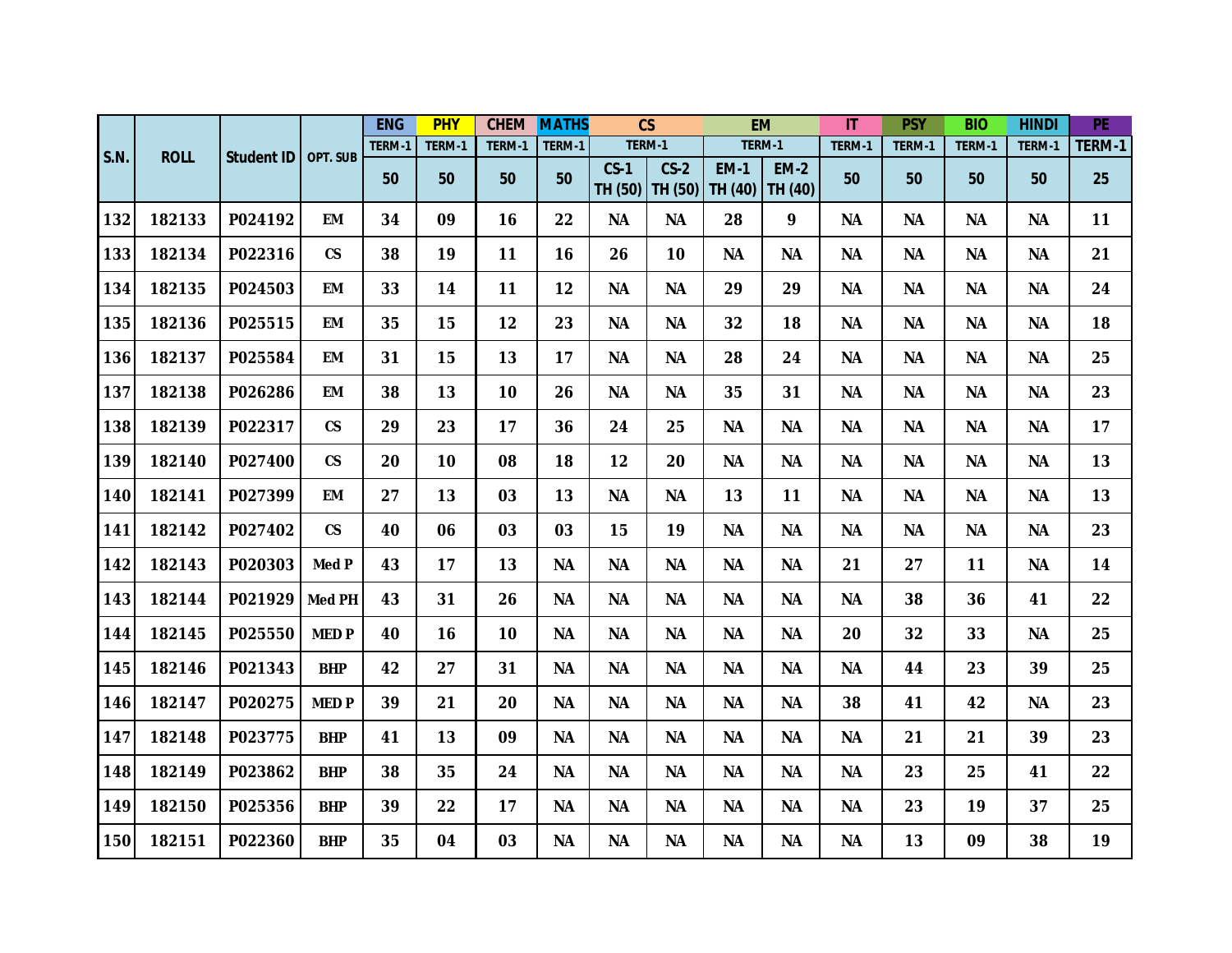| S.N. | ROLL | Student ID | OPT. SUB | ENG | PHY | CHEM | MATHS | CS | | EM | | IT | PSY | BIO | HINDI | PE |
|---|---|---|---|---|---|---|---|---|---|---|---|---|---|---|---|---|
| | | | | TERM-1 | TERM-1 | TERM-1 | TERM-1 | TERM-1 | | TERM-1 | | TERM-1 | TERM-1 | TERM-1 | TERM-1 | TERM-1 |
| | | | | 50 | 50 | 50 | 50 | CS-1 TH (50) | CS-2 TH (50) | EM-1 TH (40) | EM-2 TH (40) | 50 | 50 | 50 | 50 | 25 |
| 132 | 182133 | P024192 | EM | 34 | 09 | 16 | 22 | NA | NA | 28 | 9 | NA | NA | NA | NA | 11 |
| 133 | 182134 | P022316 | CS | 38 | 19 | 11 | 16 | 26 | 10 | NA | NA | NA | NA | NA | NA | 21 |
| 134 | 182135 | P024503 | EM | 33 | 14 | 11 | 12 | NA | NA | 29 | 29 | NA | NA | NA | NA | 24 |
| 135 | 182136 | P025515 | EM | 35 | 15 | 12 | 23 | NA | NA | 32 | 18 | NA | NA | NA | NA | 18 |
| 136 | 182137 | P025584 | EM | 31 | 15 | 13 | 17 | NA | NA | 28 | 24 | NA | NA | NA | NA | 25 |
| 137 | 182138 | P026286 | EM | 38 | 13 | 10 | 26 | NA | NA | 35 | 31 | NA | NA | NA | NA | 23 |
| 138 | 182139 | P022317 | CS | 29 | 23 | 17 | 36 | 24 | 25 | NA | NA | NA | NA | NA | NA | 17 |
| 139 | 182140 | P027400 | CS | 20 | 10 | 08 | 18 | 12 | 20 | NA | NA | NA | NA | NA | NA | 13 |
| 140 | 182141 | P027399 | EM | 27 | 13 | 03 | 13 | NA | NA | 13 | 11 | NA | NA | NA | NA | 13 |
| 141 | 182142 | P027402 | CS | 40 | 06 | 03 | 03 | 15 | 19 | NA | NA | NA | NA | NA | NA | 23 |
| 142 | 182143 | P020303 | Med P | 43 | 17 | 13 | NA | NA | NA | NA | NA | 21 | 27 | 11 | NA | 14 |
| 143 | 182144 | P021929 | Med PH | 43 | 31 | 26 | NA | NA | NA | NA | NA | NA | 38 | 36 | 41 | 22 |
| 144 | 182145 | P025550 | MED P | 40 | 16 | 10 | NA | NA | NA | NA | NA | 20 | 32 | 33 | NA | 25 |
| 145 | 182146 | P021343 | BHP | 42 | 27 | 31 | NA | NA | NA | NA | NA | NA | 44 | 23 | 39 | 25 |
| 146 | 182147 | P020275 | MED P | 39 | 21 | 20 | NA | NA | NA | NA | NA | 38 | 41 | 42 | NA | 23 |
| 147 | 182148 | P023775 | BHP | 41 | 13 | 09 | NA | NA | NA | NA | NA | NA | 21 | 21 | 39 | 23 |
| 148 | 182149 | P023862 | BHP | 38 | 35 | 24 | NA | NA | NA | NA | NA | NA | 23 | 25 | 41 | 22 |
| 149 | 182150 | P025356 | BHP | 39 | 22 | 17 | NA | NA | NA | NA | NA | NA | 23 | 19 | 37 | 25 |
| 150 | 182151 | P022360 | BHP | 35 | 04 | 03 | NA | NA | NA | NA | NA | NA | 13 | 09 | 38 | 19 |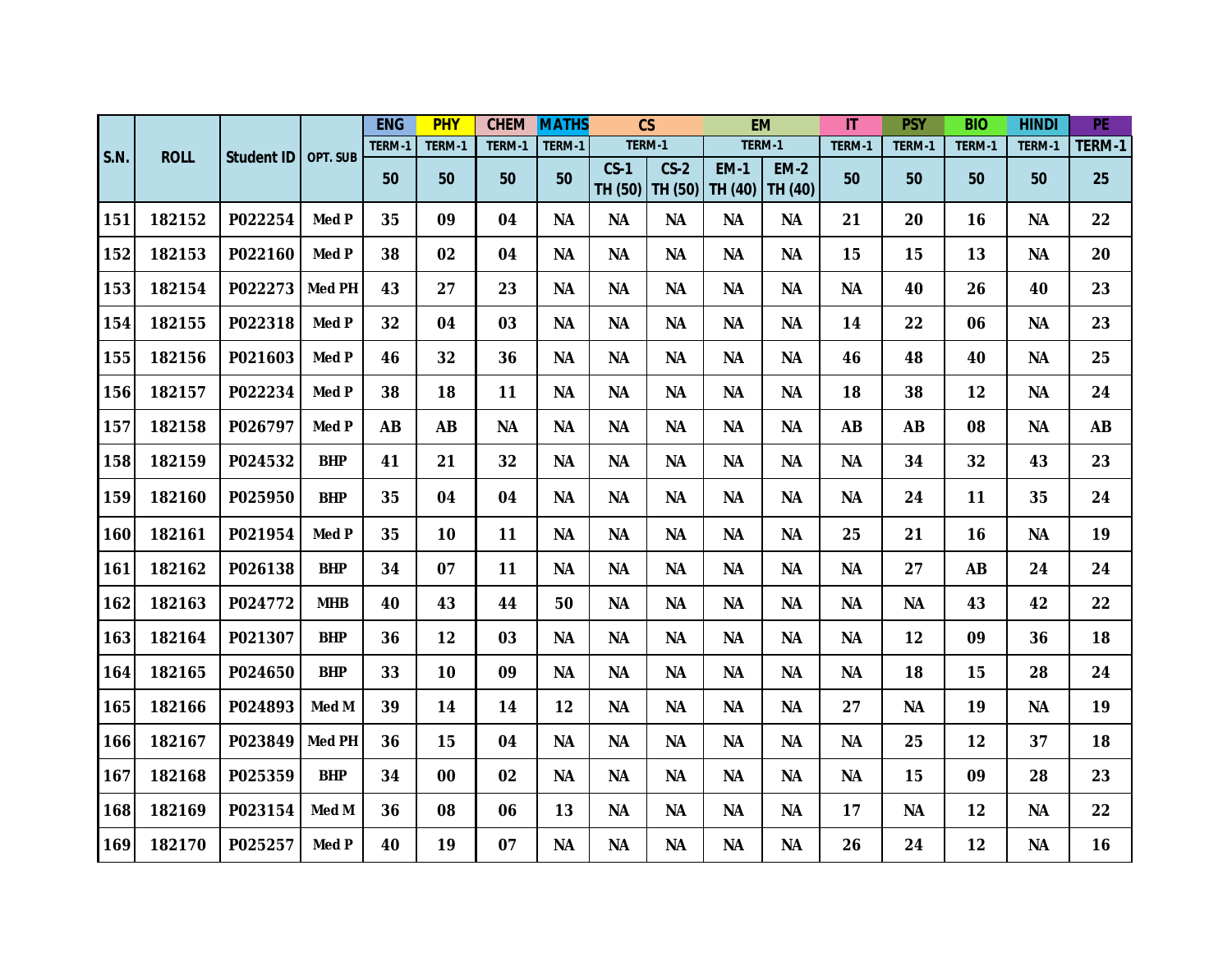| S.N. | ROLL | Student ID | OPT. SUB | ENG | PHY | CHEM | MATHS | CS | | EM | | IT | PSY | BIO | HINDI | PE |
|---|---|---|---|---|---|---|---|---|---|---|---|---|---|---|---|---|
| | | | | TERM-1 | TERM-1 | TERM-1 | TERM-1 | TERM-1 | | TERM-1 | | TERM-1 | TERM-1 | TERM-1 | TERM-1 | TERM-1 |
| | | | | 50 | 50 | 50 | 50 | CS-1 TH (50) | CS-2 TH (50) | EM-1 TH (40) | EM-2 TH (40) | 50 | 50 | 50 | 50 | 25 |
| 151 | 182152 | P022254 | Med P | 35 | 09 | 04 | NA | NA | NA | NA | NA | 21 | 20 | 16 | NA | 22 |
| 152 | 182153 | P022160 | Med P | 38 | 02 | 04 | NA | NA | NA | NA | NA | 15 | 15 | 13 | NA | 20 |
| 153 | 182154 | P022273 | Med PH | 43 | 27 | 23 | NA | NA | NA | NA | NA | NA | 40 | 26 | 40 | 23 |
| 154 | 182155 | P022318 | Med P | 32 | 04 | 03 | NA | NA | NA | NA | NA | 14 | 22 | 06 | NA | 23 |
| 155 | 182156 | P021603 | Med P | 46 | 32 | 36 | NA | NA | NA | NA | NA | 46 | 48 | 40 | NA | 25 |
| 156 | 182157 | P022234 | Med P | 38 | 18 | 11 | NA | NA | NA | NA | NA | 18 | 38 | 12 | NA | 24 |
| 157 | 182158 | P026797 | Med P | AB | AB | NA | NA | NA | NA | NA | NA | AB | AB | 08 | NA | AB |
| 158 | 182159 | P024532 | BHP | 41 | 21 | 32 | NA | NA | NA | NA | NA | NA | 34 | 32 | 43 | 23 |
| 159 | 182160 | P025950 | BHP | 35 | 04 | 04 | NA | NA | NA | NA | NA | NA | 24 | 11 | 35 | 24 |
| 160 | 182161 | P021954 | Med P | 35 | 10 | 11 | NA | NA | NA | NA | NA | 25 | 21 | 16 | NA | 19 |
| 161 | 182162 | P026138 | BHP | 34 | 07 | 11 | NA | NA | NA | NA | NA | NA | 27 | AB | 24 | 24 |
| 162 | 182163 | P024772 | MHB | 40 | 43 | 44 | 50 | NA | NA | NA | NA | NA | NA | 43 | 42 | 22 |
| 163 | 182164 | P021307 | BHP | 36 | 12 | 03 | NA | NA | NA | NA | NA | NA | 12 | 09 | 36 | 18 |
| 164 | 182165 | P024650 | BHP | 33 | 10 | 09 | NA | NA | NA | NA | NA | NA | 18 | 15 | 28 | 24 |
| 165 | 182166 | P024893 | Med M | 39 | 14 | 14 | 12 | NA | NA | NA | NA | 27 | NA | 19 | NA | 19 |
| 166 | 182167 | P023849 | Med PH | 36 | 15 | 04 | NA | NA | NA | NA | NA | NA | 25 | 12 | 37 | 18 |
| 167 | 182168 | P025359 | BHP | 34 | 00 | 02 | NA | NA | NA | NA | NA | NA | 15 | 09 | 28 | 23 |
| 168 | 182169 | P023154 | Med M | 36 | 08 | 06 | 13 | NA | NA | NA | NA | 17 | NA | 12 | NA | 22 |
| 169 | 182170 | P025257 | Med P | 40 | 19 | 07 | NA | NA | NA | NA | NA | 26 | 24 | 12 | NA | 16 |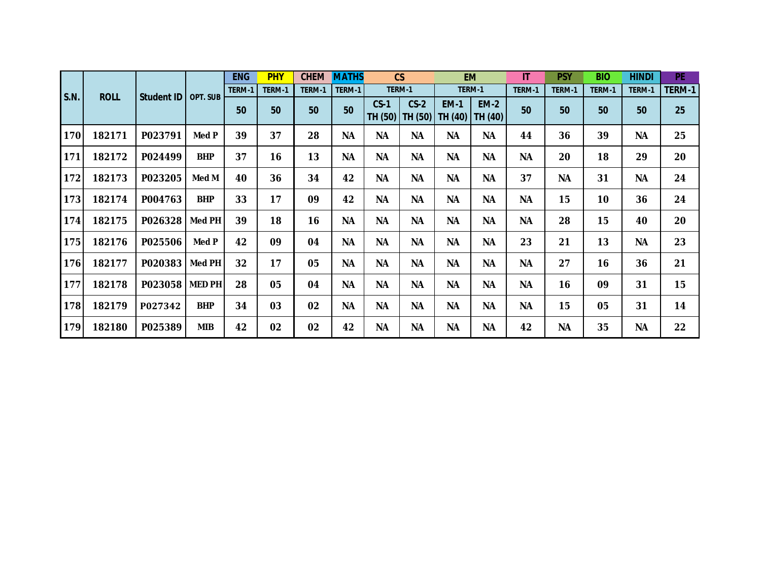| S.N. | ROLL | Student ID | OPT. SUB | ENG | PHY | CHEM | MATHS | CS | | EM | | IT | PSY | BIO | HINDI | PE |
|---|---|---|---|---|---|---|---|---|---|---|---|---|---|---|---|---|
| | | | | TERM-1 | TERM-1 | TERM-1 | TERM-1 | TERM-1 | | TERM-1 | | TERM-1 | TERM-1 | TERM-1 | TERM-1 | TERM-1 |
| | | | | 50 | 50 | 50 | 50 | CS-1 TH (50) | CS-2 TH (50) | EM-1 TH (40) | EM-2 TH (40) | 50 | 50 | 50 | 50 | 25 |
| 170 | 182171 | P023791 | Med P | 39 | 37 | 28 | NA | NA | NA | NA | NA | 44 | 36 | 39 | NA | 25 |
| 171 | 182172 | P024499 | BHP | 37 | 16 | 13 | NA | NA | NA | NA | NA | NA | 20 | 18 | 29 | 20 |
| 172 | 182173 | P023205 | Med M | 40 | 36 | 34 | 42 | NA | NA | NA | NA | 37 | NA | 31 | NA | 24 |
| 173 | 182174 | P004763 | BHP | 33 | 17 | 09 | 42 | NA | NA | NA | NA | NA | 15 | 10 | 36 | 24 |
| 174 | 182175 | P026328 | Med PH | 39 | 18 | 16 | NA | NA | NA | NA | NA | NA | 28 | 15 | 40 | 20 |
| 175 | 182176 | P025506 | Med P | 42 | 09 | 04 | NA | NA | NA | NA | NA | 23 | 21 | 13 | NA | 23 |
| 176 | 182177 | P020383 | Med PH | 32 | 17 | 05 | NA | NA | NA | NA | NA | NA | 27 | 16 | 36 | 21 |
| 177 | 182178 | P023058 | MED PH | 28 | 05 | 04 | NA | NA | NA | NA | NA | NA | 16 | 09 | 31 | 15 |
| 178 | 182179 | P027342 | BHP | 34 | 03 | 02 | NA | NA | NA | NA | NA | NA | 15 | 05 | 31 | 14 |
| 179 | 182180 | P025389 | MIB | 42 | 02 | 02 | 42 | NA | NA | NA | NA | 42 | NA | 35 | NA | 22 |